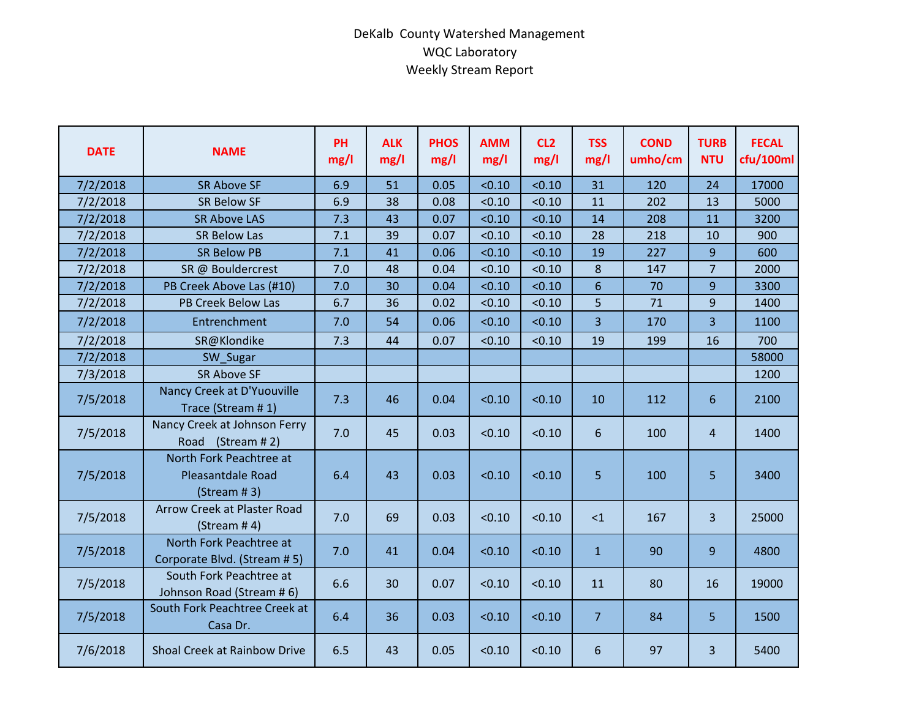# DeKalb County Watershed Management
## WQC Laboratory
### Weekly Stream Report

| DATE | NAME | PH mg/l | ALK mg/l | PHOS mg/l | AMM mg/l | CL2 mg/l | TSS mg/l | COND umho/cm | TURB NTU | FECAL cfu/100ml |
|---|---|---|---|---|---|---|---|---|---|---|
| 7/2/2018 | SR Above SF | 6.9 | 51 | 0.05 | <0.10 | <0.10 | 31 | 120 | 24 | 17000 |
| 7/2/2018 | SR Below SF | 6.9 | 38 | 0.08 | <0.10 | <0.10 | 11 | 202 | 13 | 5000 |
| 7/2/2018 | SR Above LAS | 7.3 | 43 | 0.07 | <0.10 | <0.10 | 14 | 208 | 11 | 3200 |
| 7/2/2018 | SR Below Las | 7.1 | 39 | 0.07 | <0.10 | <0.10 | 28 | 218 | 10 | 900 |
| 7/2/2018 | SR Below PB | 7.1 | 41 | 0.06 | <0.10 | <0.10 | 19 | 227 | 9 | 600 |
| 7/2/2018 | SR @ Bouldercrest | 7.0 | 48 | 0.04 | <0.10 | <0.10 | 8 | 147 | 7 | 2000 |
| 7/2/2018 | PB Creek Above Las (#10) | 7.0 | 30 | 0.04 | <0.10 | <0.10 | 6 | 70 | 9 | 3300 |
| 7/2/2018 | PB Creek Below Las | 6.7 | 36 | 0.02 | <0.10 | <0.10 | 5 | 71 | 9 | 1400 |
| 7/2/2018 | Entrenchment | 7.0 | 54 | 0.06 | <0.10 | <0.10 | 3 | 170 | 3 | 1100 |
| 7/2/2018 | SR@Klondike | 7.3 | 44 | 0.07 | <0.10 | <0.10 | 19 | 199 | 16 | 700 |
| 7/2/2018 | SW_Sugar | | | | | | | | | 58000 |
| 7/3/2018 | SR Above SF | | | | | | | | | 1200 |
| 7/5/2018 | Nancy Creek at D'Yuouville Trace (Stream # 1) | 7.3 | 46 | 0.04 | <0.10 | <0.10 | 10 | 112 | 6 | 2100 |
| 7/5/2018 | Nancy Creek at Johnson Ferry Road (Stream # 2) | 7.0 | 45 | 0.03 | <0.10 | <0.10 | 6 | 100 | 4 | 1400 |
| 7/5/2018 | North Fork Peachtree at Pleasantdale Road (Stream # 3) | 6.4 | 43 | 0.03 | <0.10 | <0.10 | 5 | 100 | 5 | 3400 |
| 7/5/2018 | Arrow Creek at Plaster Road (Stream # 4) | 7.0 | 69 | 0.03 | <0.10 | <0.10 | <1 | 167 | 3 | 25000 |
| 7/5/2018 | North Fork Peachtree at Corporate Blvd. (Stream # 5) | 7.0 | 41 | 0.04 | <0.10 | <0.10 | 1 | 90 | 9 | 4800 |
| 7/5/2018 | South Fork Peachtree at Johnson Road (Stream # 6) | 6.6 | 30 | 0.07 | <0.10 | <0.10 | 11 | 80 | 16 | 19000 |
| 7/5/2018 | South Fork Peachtree Creek at Casa Dr. | 6.4 | 36 | 0.03 | <0.10 | <0.10 | 7 | 84 | 5 | 1500 |
| 7/6/2018 | Shoal Creek at Rainbow Drive | 6.5 | 43 | 0.05 | <0.10 | <0.10 | 6 | 97 | 3 | 5400 |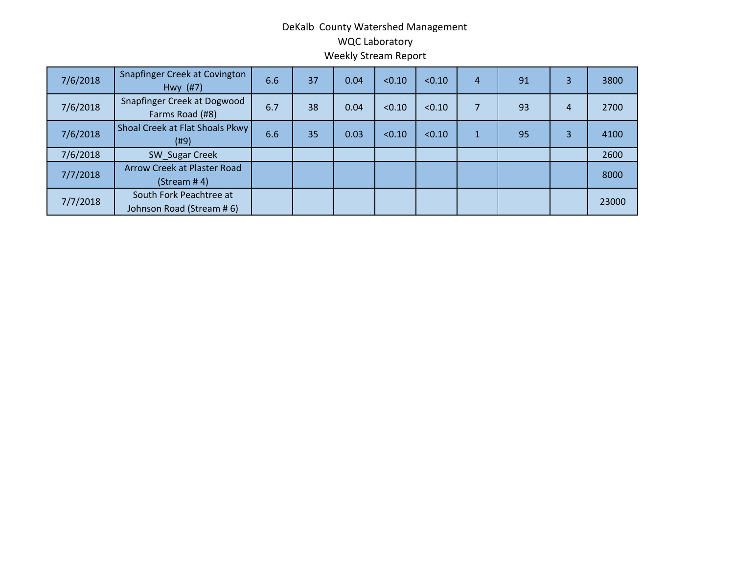DeKalb County Watershed Management

WQC Laboratory

Weekly Stream Report

| | | | | | | | | | | |
|---|---|---|---|---|---|---|---|---|---|---|
| 7/6/2018 | Snapfinger Creek at Covington Hwy (#7) | 6.6 | 37 | 0.04 | <0.10 | <0.10 | 4 | 91 | 3 | 3800 |
| 7/6/2018 | Snapfinger Creek at Dogwood Farms Road (#8) | 6.7 | 38 | 0.04 | <0.10 | <0.10 | 7 | 93 | 4 | 2700 |
| 7/6/2018 | Shoal Creek at Flat Shoals Pkwy (#9) | 6.6 | 35 | 0.03 | <0.10 | <0.10 | 1 | 95 | 3 | 4100 |
| 7/6/2018 | SW_Sugar Creek | | | | | | | | | 2600 |
| 7/7/2018 | Arrow Creek at Plaster Road (Stream # 4) | | | | | | | | | 8000 |
| 7/7/2018 | South Fork Peachtree at Johnson Road (Stream # 6) | | | | | | | | | 23000 |